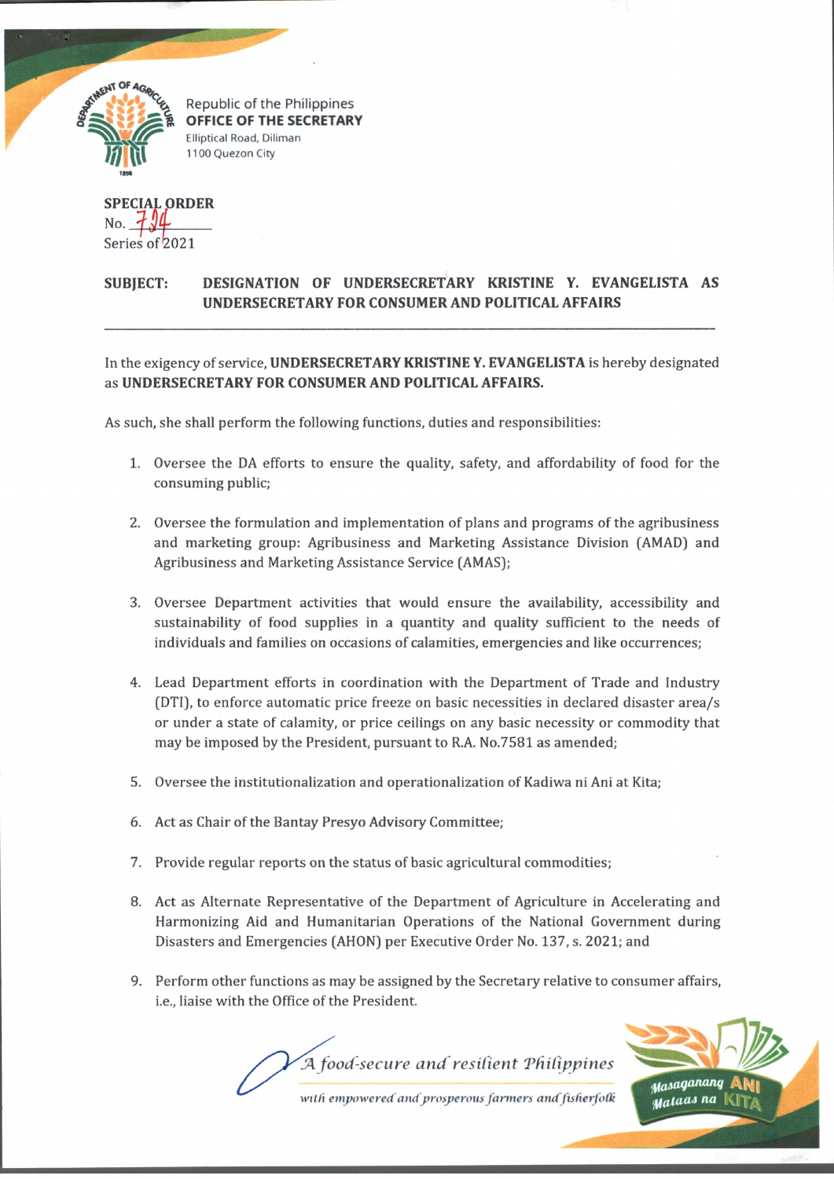Republic of the Philippines
**OFFICE OF THE SECRETARY**
Elliptical Road, Diliman
1100 Quezon City

**SPECIAL ORDER**
No. 724
Series of 2021

**SUBJECT: DESIGNATION OF UNDERSECRETARY KRISTINE Y. EVANGELISTA AS UNDERSECRETARY FOR CONSUMER AND POLITICAL AFFAIRS**

---

In the exigency of service, **UNDERSECRETARY KRISTINE Y. EVANGELISTA** is hereby designated as **UNDERSECRETARY FOR CONSUMER AND POLITICAL AFFAIRS.**

As such, she shall perform the following functions, duties and responsibilities:

1. Oversee the DA efforts to ensure the quality, safety, and affordability of food for the consuming public;

2. Oversee the formulation and implementation of plans and programs of the agribusiness and marketing group: Agribusiness and Marketing Assistance Division (AMAD) and Agribusiness and Marketing Assistance Service (AMAS);

3. Oversee Department activities that would ensure the availability, accessibility and sustainability of food supplies in a quantity and quality sufficient to the needs of individuals and families on occasions of calamities, emergencies and like occurrences;

4. Lead Department efforts in coordination with the Department of Trade and Industry (DTI), to enforce automatic price freeze on basic necessities in declared disaster area/s or under a state of calamity, or price ceilings on any basic necessity or commodity that may be imposed by the President, pursuant to R.A. No.7581 as amended;

5. Oversee the institutionalization and operationalization of Kadiwa ni Ani at Kita;

6. Act as Chair of the Bantay Presyo Advisory Committee;

7. Provide regular reports on the status of basic agricultural commodities;

8. Act as Alternate Representative of the Department of Agriculture in Accelerating and Harmonizing Aid and Humanitarian Operations of the National Government during Disasters and Emergencies (AHON) per Executive Order No. 137, s. 2021; and

9. Perform other functions as may be assigned by the Secretary relative to consumer affairs, i.e., liaise with the Office of the President.

*A food-secure and resilient Philippines*
*with empowered and prosperous farmers and fisherfolk*

Masaganang ANI Mataas na KITA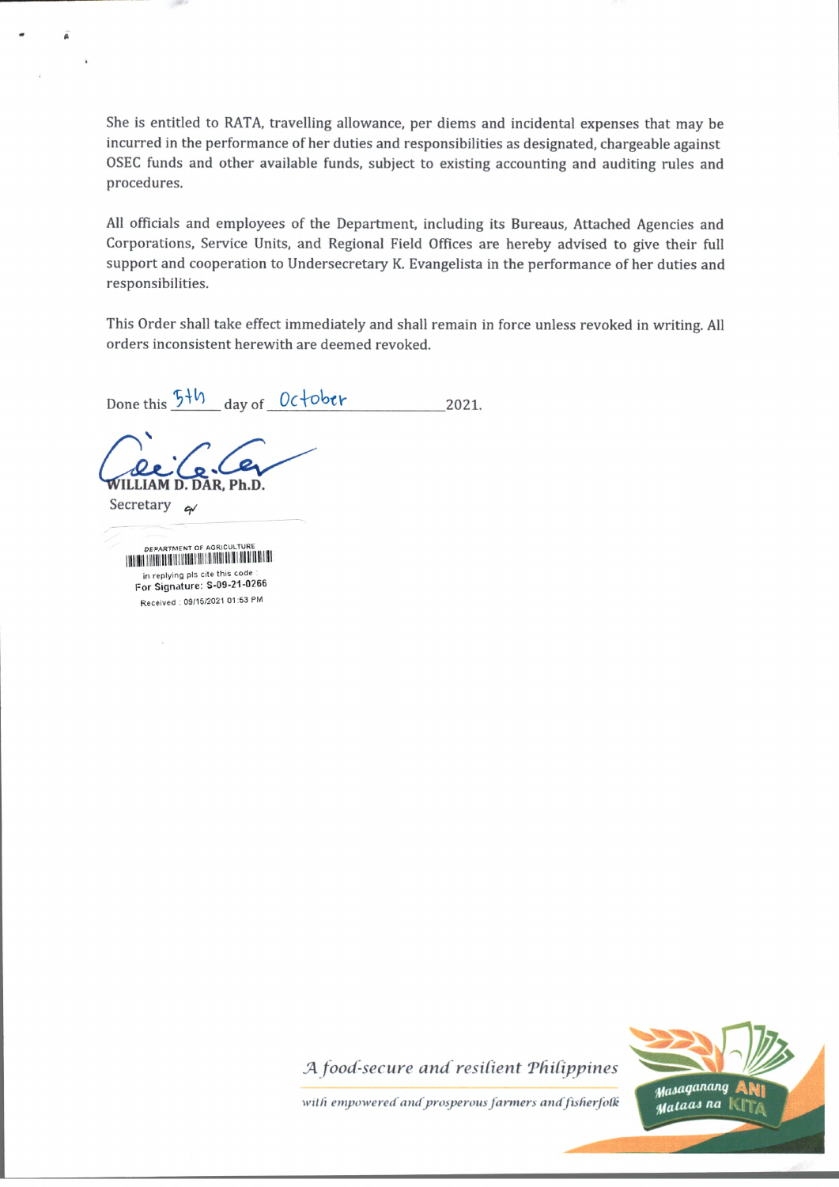She is entitled to RATA, travelling allowance, per diems and incidental expenses that may be incurred in the performance of her duties and responsibilities as designated, chargeable against OSEC funds and other available funds, subject to existing accounting and auditing rules and procedures.

All officials and employees of the Department, including its Bureaus, Attached Agencies and Corporations, Service Units, and Regional Field Offices are hereby advised to give their full support and cooperation to Undersecretary K. Evangelista in the performance of her duties and responsibilities.

This Order shall take effect immediately and shall remain in force unless revoked in writing. All orders inconsistent herewith are deemed revoked.

Done this 5th day of October 2021.

**WILLIAM D. DAR, Ph.D.**
Secretary

DEPARTMENT OF AGRICULTURE
in replying pls cite this code :
For Signature: S-09-21-0266
Received : 09/15/2021 01:53 PM

*A food-secure and resilient Philippines*
*with empowered and prosperous farmers and fisherfolk*

Masaganang ANI Mataas na KITA